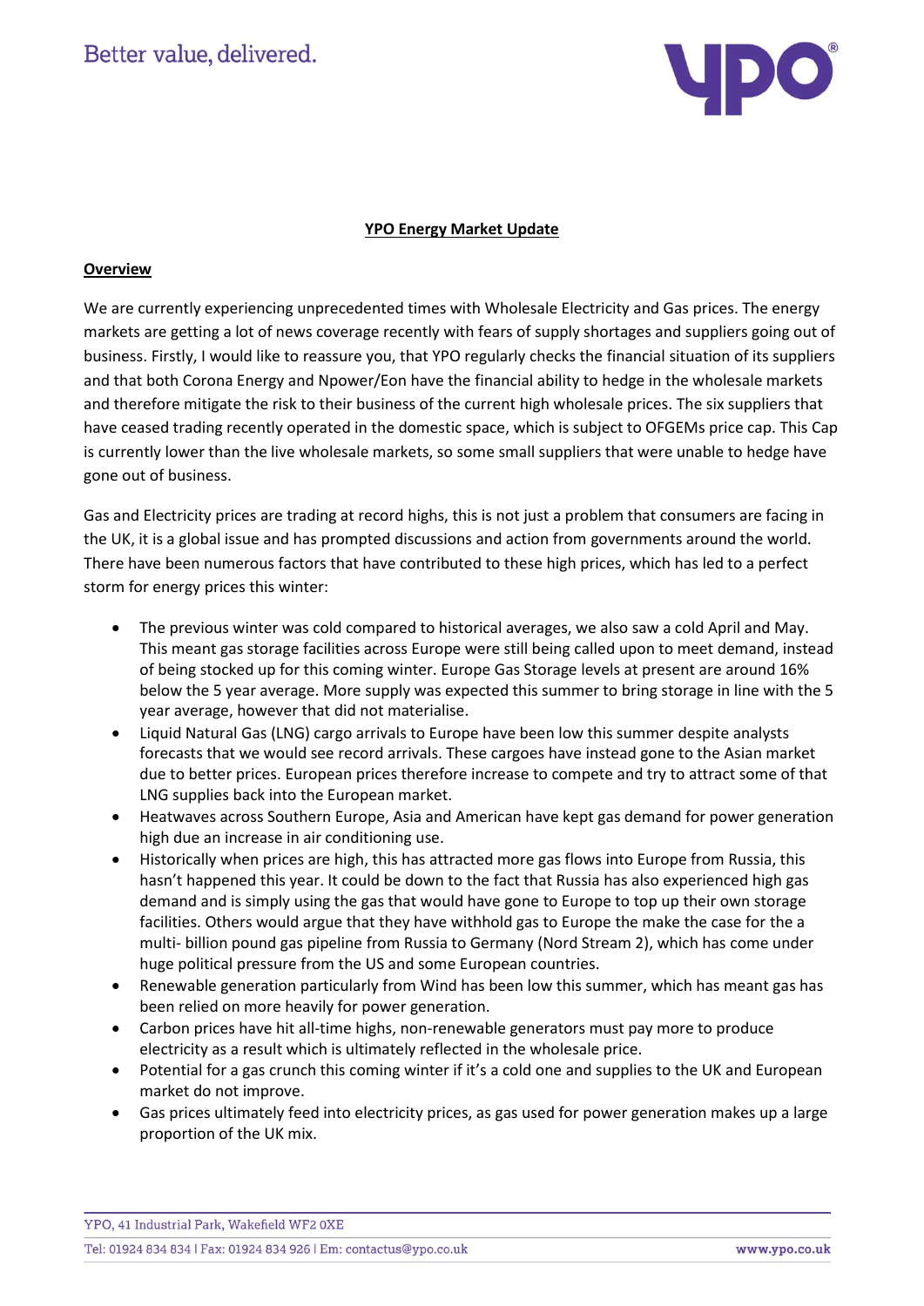# YPO Energy Market Update

## Overview

We are currently experiencing unprecedented times with Wholesale Electricity and Gas prices. The energy markets are getting a lot of news coverage recently with fears of supply shortages and suppliers going out of business. Firstly, I would like to reassure you, that YPO regularly checks the financial situation of its suppliers and that both Corona Energy and Npower/Eon have the financial ability to hedge in the wholesale markets and therefore mitigate the risk to their business of the current high wholesale prices. The six suppliers that have ceased trading recently operated in the domestic space, which is subject to OFGEMs price cap. This Cap is currently lower than the live wholesale markets, so some small suppliers that were unable to hedge have gone out of business.

Gas and Electricity prices are trading at record highs, this is not just a problem that consumers are facing in the UK, it is a global issue and has prompted discussions and action from governments around the world. There have been numerous factors that have contributed to these high prices, which has led to a perfect storm for energy prices this winter:

- The previous winter was cold compared to historical averages, we also saw a cold April and May. This meant gas storage facilities across Europe were still being called upon to meet demand, instead of being stocked up for this coming winter. Europe Gas Storage levels at present are around 16% below the 5 year average. More supply was expected this summer to bring storage in line with the 5 year average, however that did not materialise.
- Liquid Natural Gas (LNG) cargo arrivals to Europe have been low this summer despite analysts forecasts that we would see record arrivals. These cargoes have instead gone to the Asian market due to better prices. European prices therefore increase to compete and try to attract some of that LNG supplies back into the European market.
- Heatwaves across Southern Europe, Asia and American have kept gas demand for power generation high due an increase in air conditioning use.
- Historically when prices are high, this has attracted more gas flows into Europe from Russia, this hasn't happened this year. It could be down to the fact that Russia has also experienced high gas demand and is simply using the gas that would have gone to Europe to top up their own storage facilities. Others would argue that they have withhold gas to Europe the make the case for the a multi- billion pound gas pipeline from Russia to Germany (Nord Stream 2), which has come under huge political pressure from the US and some European countries.
- Renewable generation particularly from Wind has been low this summer, which has meant gas has been relied on more heavily for power generation.
- Carbon prices have hit all-time highs, non-renewable generators must pay more to produce electricity as a result which is ultimately reflected in the wholesale price.
- Potential for a gas crunch this coming winter if it's a cold one and supplies to the UK and European market do not improve.
- Gas prices ultimately feed into electricity prices, as gas used for power generation makes up a large proportion of the UK mix.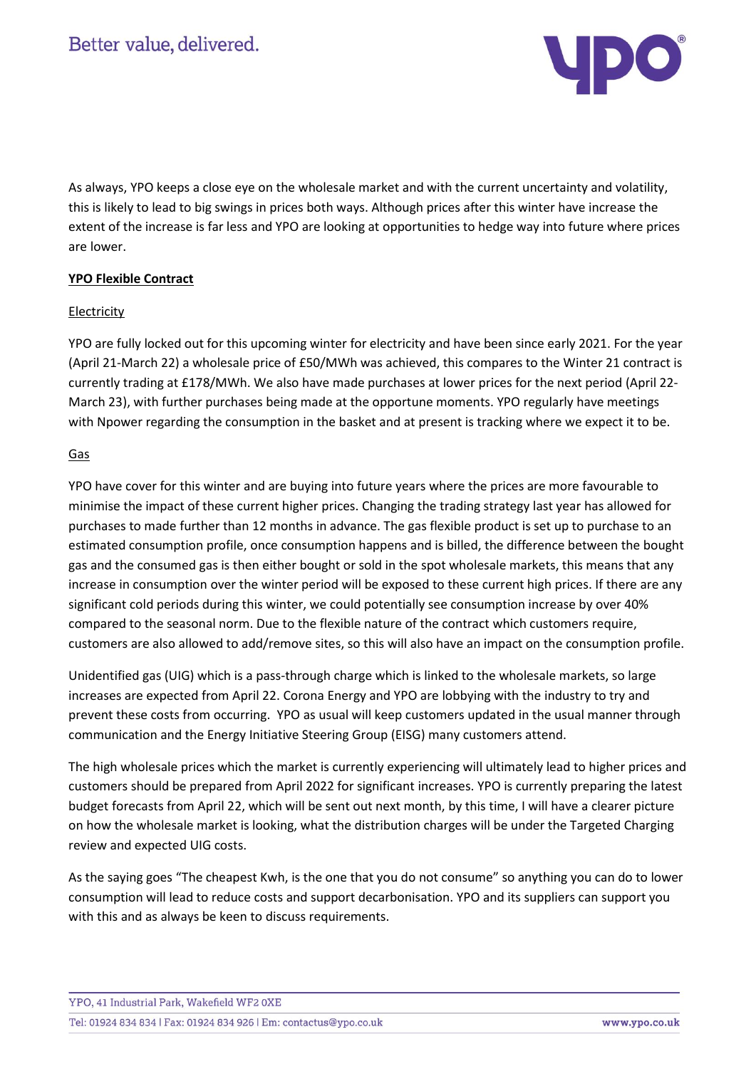As always, YPO keeps a close eye on the wholesale market and with the current uncertainty and volatility, this is likely to lead to big swings in prices both ways. Although prices after this winter have increase the extent of the increase is far less and YPO are looking at opportunities to hedge way into future where prices are lower.

**YPO Flexible Contract**

Electricity

YPO are fully locked out for this upcoming winter for electricity and have been since early 2021. For the year (April 21-March 22) a wholesale price of £50/MWh was achieved, this compares to the Winter 21 contract is currently trading at £178/MWh. We also have made purchases at lower prices for the next period (April 22-March 23), with further purchases being made at the opportune moments. YPO regularly have meetings with Npower regarding the consumption in the basket and at present is tracking where we expect it to be.

Gas

YPO have cover for this winter and are buying into future years where the prices are more favourable to minimise the impact of these current higher prices. Changing the trading strategy last year has allowed for purchases to made further than 12 months in advance. The gas flexible product is set up to purchase to an estimated consumption profile, once consumption happens and is billed, the difference between the bought gas and the consumed gas is then either bought or sold in the spot wholesale markets, this means that any increase in consumption over the winter period will be exposed to these current high prices. If there are any significant cold periods during this winter, we could potentially see consumption increase by over 40% compared to the seasonal norm. Due to the flexible nature of the contract which customers require, customers are also allowed to add/remove sites, so this will also have an impact on the consumption profile.

Unidentified gas (UIG) which is a pass-through charge which is linked to the wholesale markets, so large increases are expected from April 22. Corona Energy and YPO are lobbying with the industry to try and prevent these costs from occurring. YPO as usual will keep customers updated in the usual manner through communication and the Energy Initiative Steering Group (EISG) many customers attend.

The high wholesale prices which the market is currently experiencing will ultimately lead to higher prices and customers should be prepared from April 2022 for significant increases. YPO is currently preparing the latest budget forecasts from April 22, which will be sent out next month, by this time, I will have a clearer picture on how the wholesale market is looking, what the distribution charges will be under the Targeted Charging review and expected UIG costs.

As the saying goes "The cheapest Kwh, is the one that you do not consume" so anything you can do to lower consumption will lead to reduce costs and support decarbonisation. YPO and its suppliers can support you with this and as always be keen to discuss requirements.